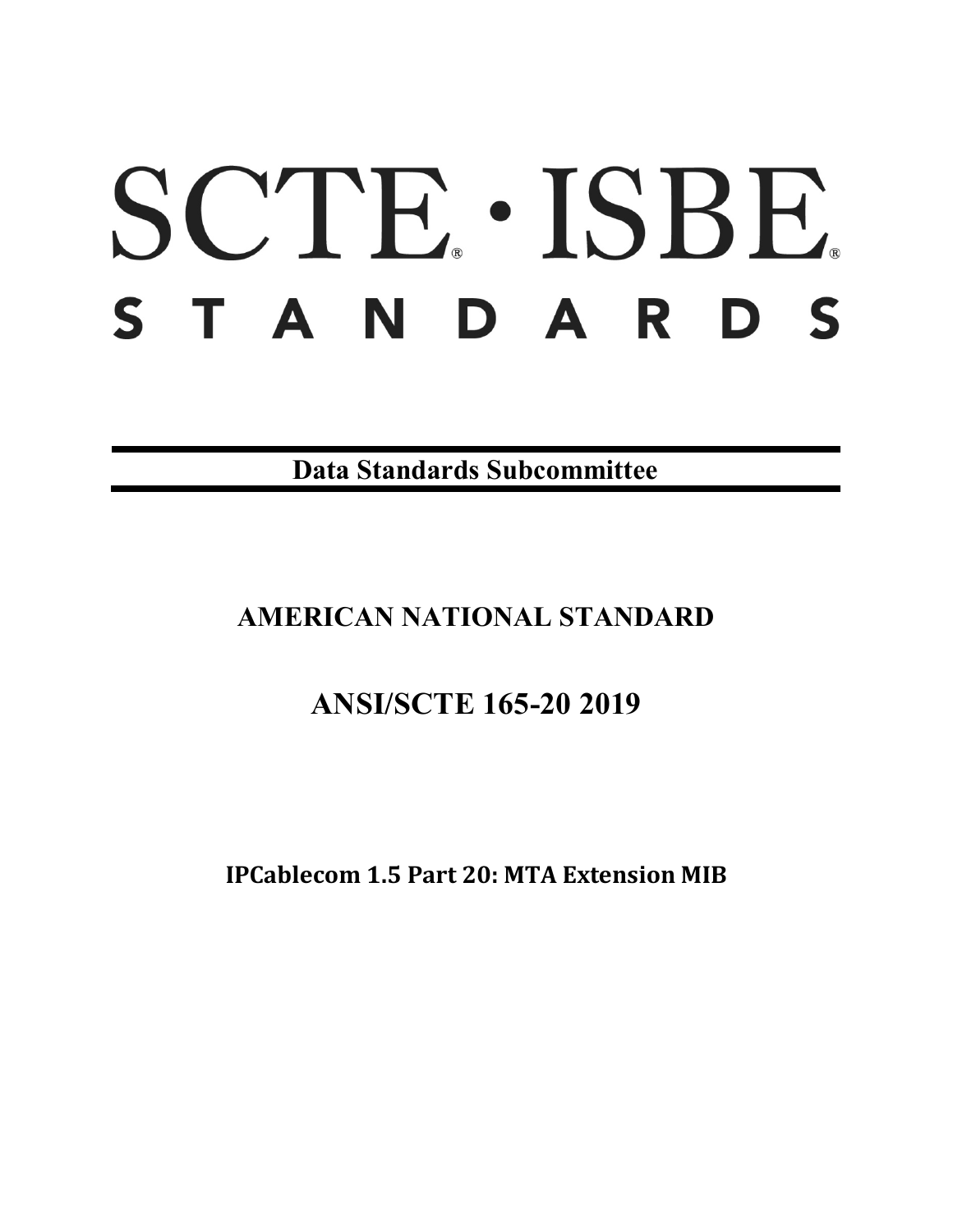# SCTE · ISBE

# STANDARDS

**Data Standards Subcommittee**

## AMERICAN NATIONAL STANDARD

## ANSI/SCTE 165-20 2019

**IPCablecom 1.5 Part 20: MTA Extension MIB**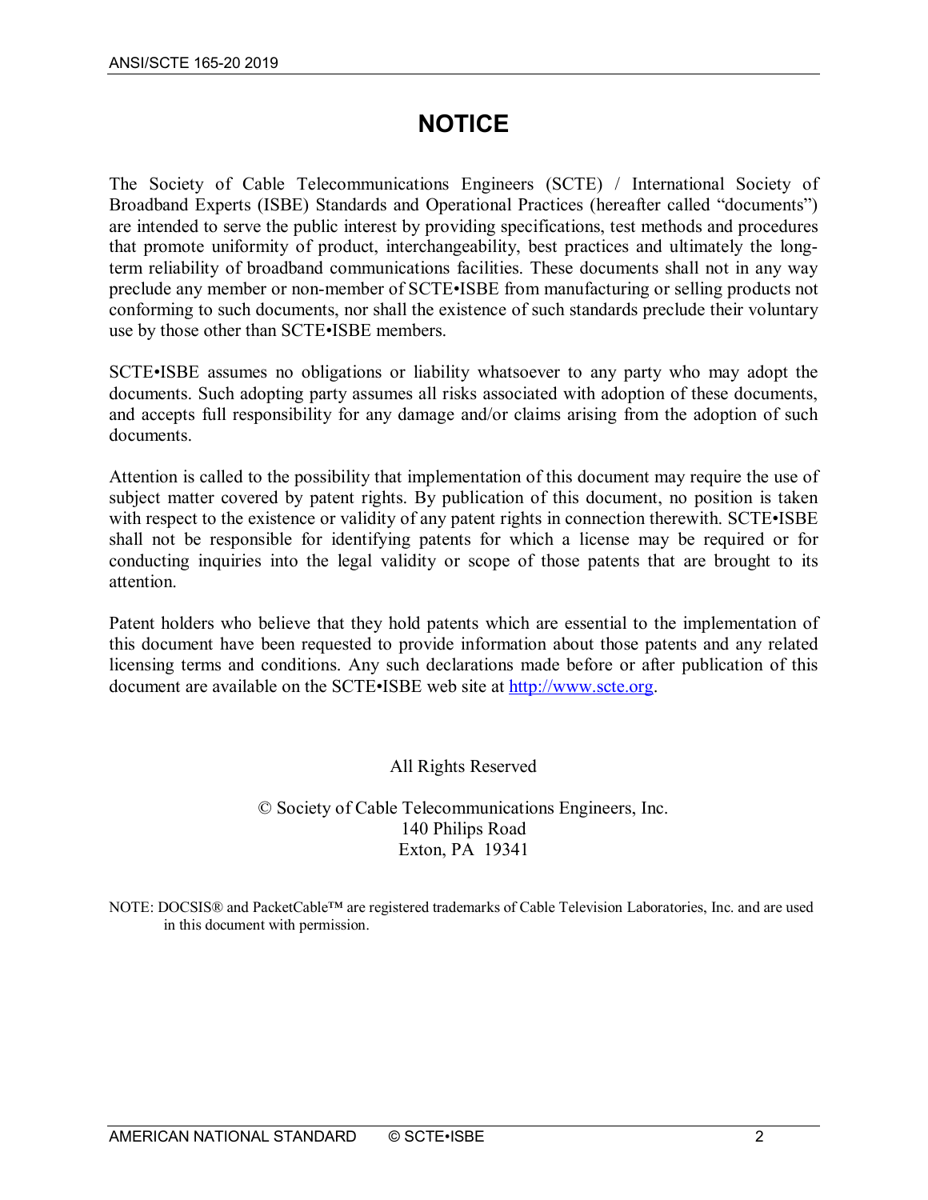# NOTICE

The Society of Cable Telecommunications Engineers (SCTE) / International Society of Broadband Experts (ISBE) Standards and Operational Practices (hereafter called "documents") are intended to serve the public interest by providing specifications, test methods and procedures that promote uniformity of product, interchangeability, best practices and ultimately the long-term reliability of broadband communications facilities. These documents shall not in any way preclude any member or non-member of SCTE•ISBE from manufacturing or selling products not conforming to such documents, nor shall the existence of such standards preclude their voluntary use by those other than SCTE•ISBE members.

SCTE•ISBE assumes no obligations or liability whatsoever to any party who may adopt the documents. Such adopting party assumes all risks associated with adoption of these documents, and accepts full responsibility for any damage and/or claims arising from the adoption of such documents.

Attention is called to the possibility that implementation of this document may require the use of subject matter covered by patent rights. By publication of this document, no position is taken with respect to the existence or validity of any patent rights in connection therewith. SCTE•ISBE shall not be responsible for identifying patents for which a license may be required or for conducting inquiries into the legal validity or scope of those patents that are brought to its attention.

Patent holders who believe that they hold patents which are essential to the implementation of this document have been requested to provide information about those patents and any related licensing terms and conditions. Any such declarations made before or after publication of this document are available on the SCTE•ISBE web site at http://www.scte.org.

All Rights Reserved

© Society of Cable Telecommunications Engineers, Inc.
140 Philips Road
Exton, PA 19341

NOTE: DOCSIS® and PacketCable™ are registered trademarks of Cable Television Laboratories, Inc. and are used in this document with permission.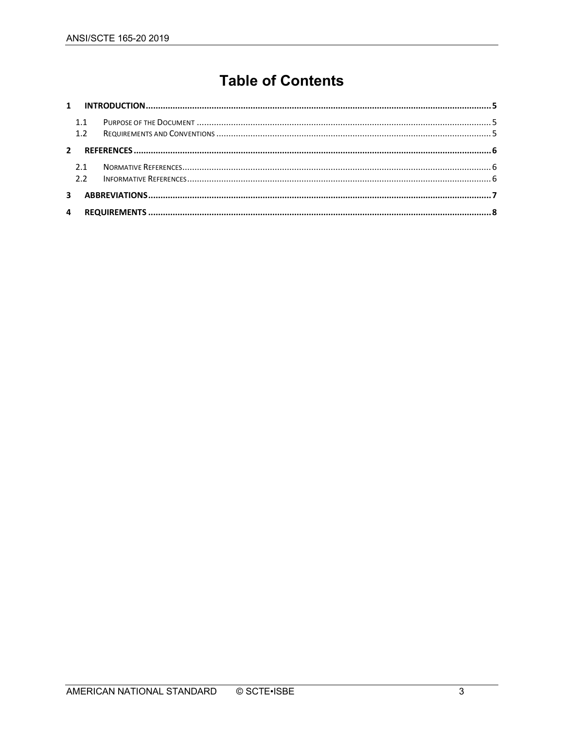# Table of Contents

1 INTRODUCTION .......... 5
  - 1.1 Purpose of the Document .......... 5
  - 1.2 Requirements and Conventions .......... 5

2 REFERENCES .......... 6
  - 2.1 Normative References .......... 6
  - 2.2 Informative References .......... 6

3 ABBREVIATIONS .......... 7

4 REQUIREMENTS .......... 8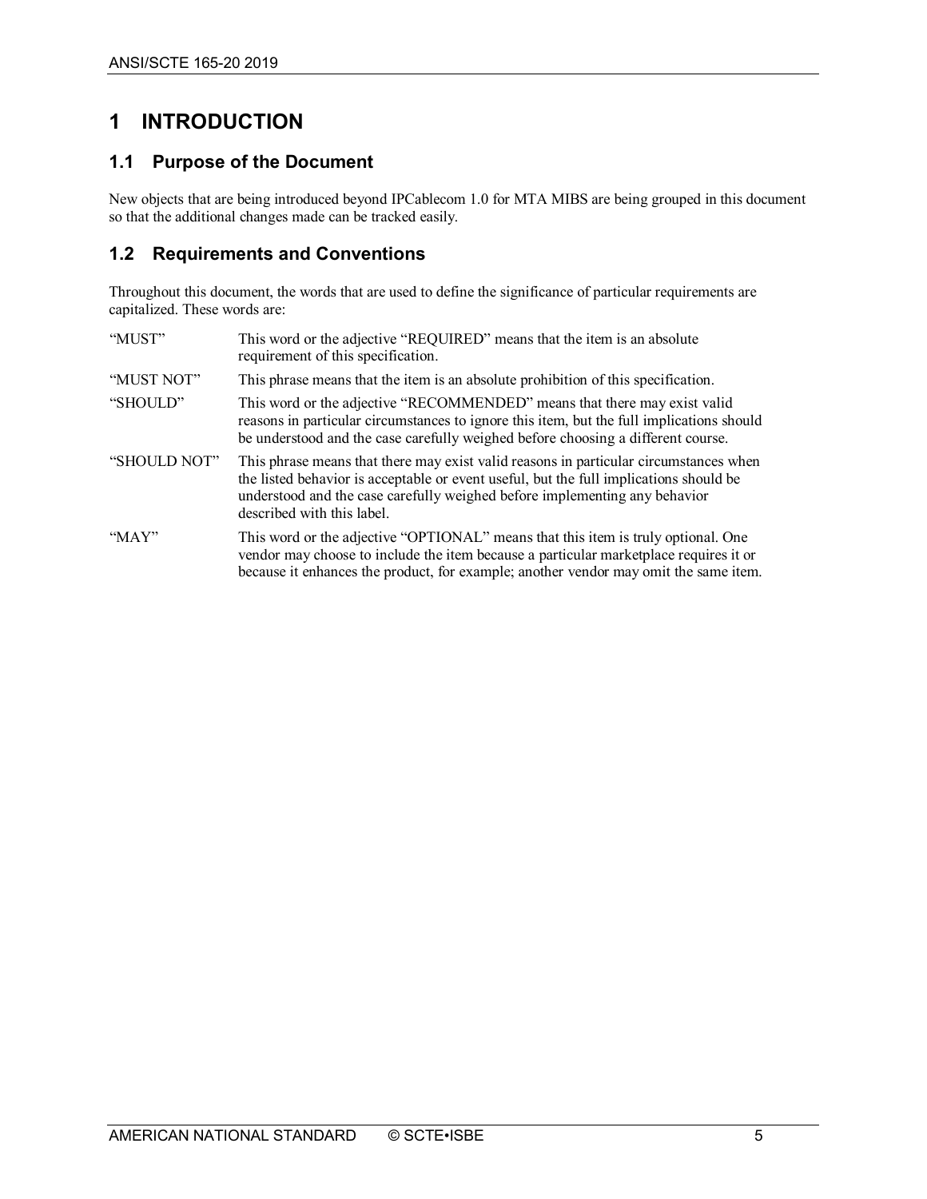# 1 INTRODUCTION

## 1.1 Purpose of the Document

New objects that are being introduced beyond IPCablecom 1.0 for MTA MIBS are being grouped in this document so that the additional changes made can be tracked easily.

## 1.2 Requirements and Conventions

Throughout this document, the words that are used to define the significance of particular requirements are capitalized. These words are:

| | |
|---|---|
| "MUST" | This word or the adjective "REQUIRED" means that the item is an absolute requirement of this specification. |
| "MUST NOT" | This phrase means that the item is an absolute prohibition of this specification. |
| "SHOULD" | This word or the adjective "RECOMMENDED" means that there may exist valid reasons in particular circumstances to ignore this item, but the full implications should be understood and the case carefully weighed before choosing a different course. |
| "SHOULD NOT" | This phrase means that there may exist valid reasons in particular circumstances when the listed behavior is acceptable or event useful, but the full implications should be understood and the case carefully weighed before implementing any behavior described with this label. |
| "MAY" | This word or the adjective "OPTIONAL" means that this item is truly optional. One vendor may choose to include the item because a particular marketplace requires it or because it enhances the product, for example; another vendor may omit the same item. |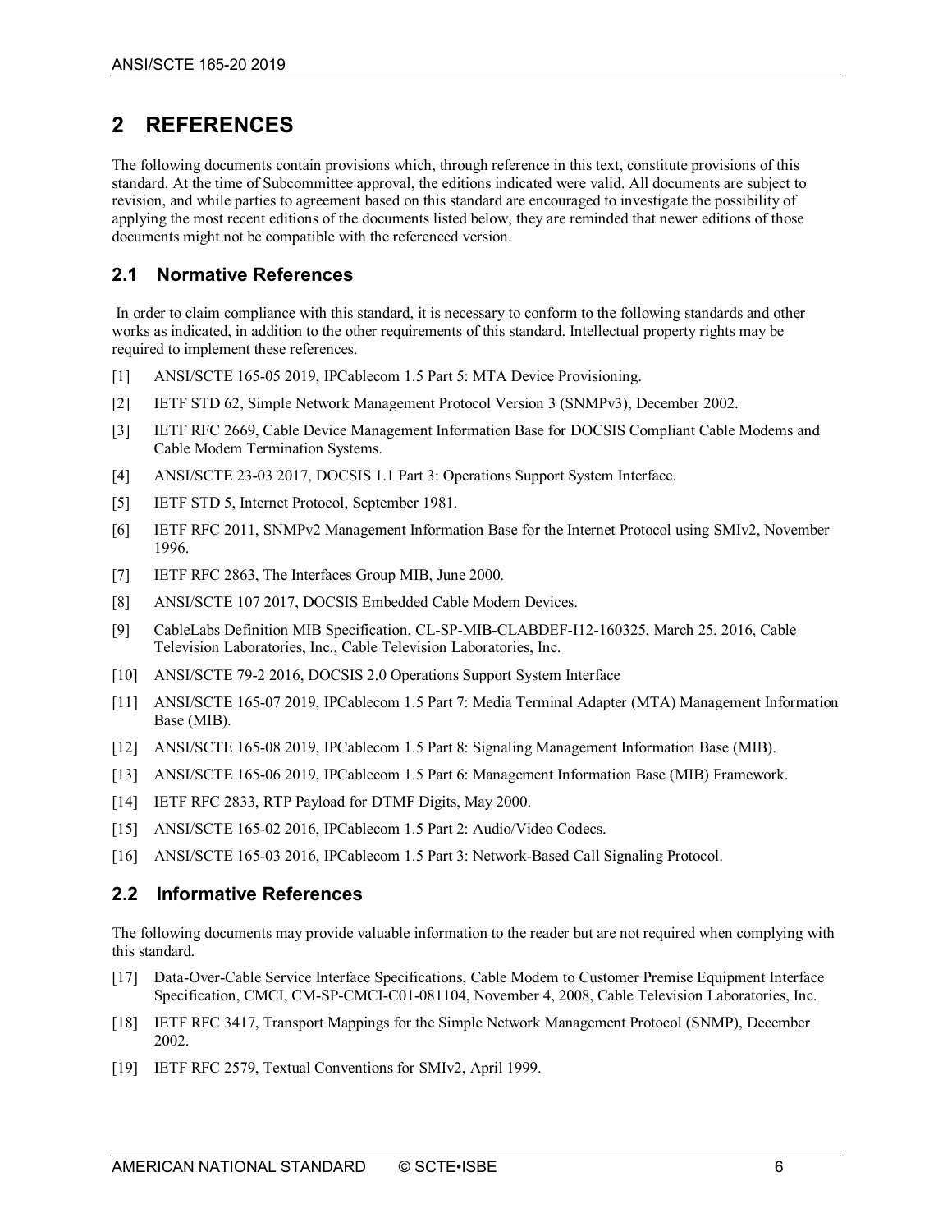# 2 REFERENCES

The following documents contain provisions which, through reference in this text, constitute provisions of this standard. At the time of Subcommittee approval, the editions indicated were valid. All documents are subject to revision, and while parties to agreement based on this standard are encouraged to investigate the possibility of applying the most recent editions of the documents listed below, they are reminded that newer editions of those documents might not be compatible with the referenced version.

## 2.1 Normative References

In order to claim compliance with this standard, it is necessary to conform to the following standards and other works as indicated, in addition to the other requirements of this standard. Intellectual property rights may be required to implement these references.

[1] ANSI/SCTE 165-05 2019, IPCablecom 1.5 Part 5: MTA Device Provisioning.

[2] IETF STD 62, Simple Network Management Protocol Version 3 (SNMPv3), December 2002.

[3] IETF RFC 2669, Cable Device Management Information Base for DOCSIS Compliant Cable Modems and Cable Modem Termination Systems.

[4] ANSI/SCTE 23-03 2017, DOCSIS 1.1 Part 3: Operations Support System Interface.

[5] IETF STD 5, Internet Protocol, September 1981.

[6] IETF RFC 2011, SNMPv2 Management Information Base for the Internet Protocol using SMIv2, November 1996.

[7] IETF RFC 2863, The Interfaces Group MIB, June 2000.

[8] ANSI/SCTE 107 2017, DOCSIS Embedded Cable Modem Devices.

[9] CableLabs Definition MIB Specification, CL-SP-MIB-CLABDEF-I12-160325, March 25, 2016, Cable Television Laboratories, Inc., Cable Television Laboratories, Inc.

[10] ANSI/SCTE 79-2 2016, DOCSIS 2.0 Operations Support System Interface

[11] ANSI/SCTE 165-07 2019, IPCablecom 1.5 Part 7: Media Terminal Adapter (MTA) Management Information Base (MIB).

[12] ANSI/SCTE 165-08 2019, IPCablecom 1.5 Part 8: Signaling Management Information Base (MIB).

[13] ANSI/SCTE 165-06 2019, IPCablecom 1.5 Part 6: Management Information Base (MIB) Framework.

[14] IETF RFC 2833, RTP Payload for DTMF Digits, May 2000.

[15] ANSI/SCTE 165-02 2016, IPCablecom 1.5 Part 2: Audio/Video Codecs.

[16] ANSI/SCTE 165-03 2016, IPCablecom 1.5 Part 3: Network-Based Call Signaling Protocol.

## 2.2 Informative References

The following documents may provide valuable information to the reader but are not required when complying with this standard.

[17] Data-Over-Cable Service Interface Specifications, Cable Modem to Customer Premise Equipment Interface Specification, CMCI, CM-SP-CMCI-C01-081104, November 4, 2008, Cable Television Laboratories, Inc.

[18] IETF RFC 3417, Transport Mappings for the Simple Network Management Protocol (SNMP), December 2002.

[19] IETF RFC 2579, Textual Conventions for SMIv2, April 1999.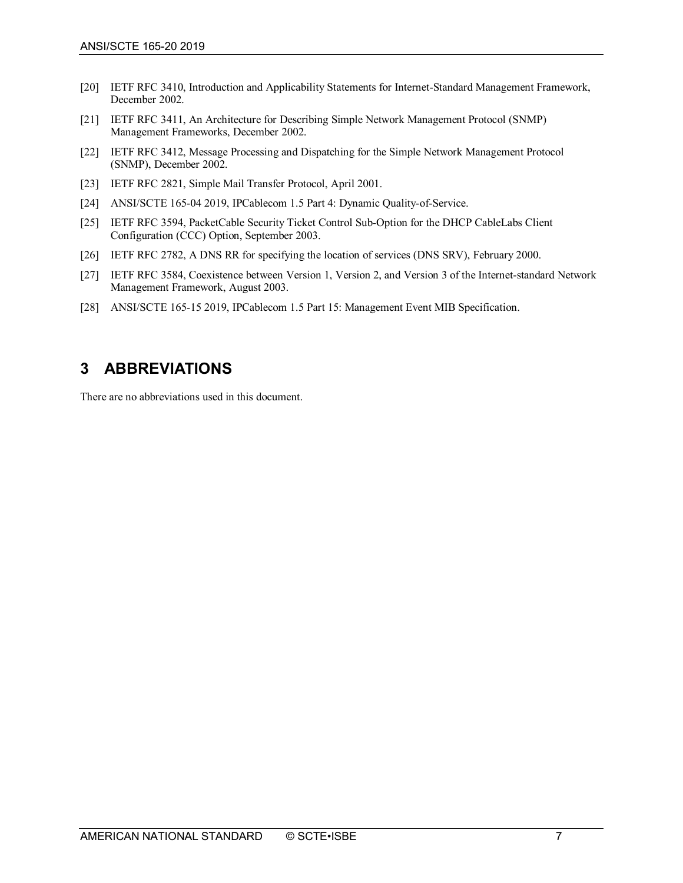[20] IETF RFC 3410, Introduction and Applicability Statements for Internet-Standard Management Framework, December 2002.

[21] IETF RFC 3411, An Architecture for Describing Simple Network Management Protocol (SNMP) Management Frameworks, December 2002.

[22] IETF RFC 3412, Message Processing and Dispatching for the Simple Network Management Protocol (SNMP), December 2002.

[23] IETF RFC 2821, Simple Mail Transfer Protocol, April 2001.

[24] ANSI/SCTE 165-04 2019, IPCablecom 1.5 Part 4: Dynamic Quality-of-Service.

[25] IETF RFC 3594, PacketCable Security Ticket Control Sub-Option for the DHCP CableLabs Client Configuration (CCC) Option, September 2003.

[26] IETF RFC 2782, A DNS RR for specifying the location of services (DNS SRV), February 2000.

[27] IETF RFC 3584, Coexistence between Version 1, Version 2, and Version 3 of the Internet-standard Network Management Framework, August 2003.

[28] ANSI/SCTE 165-15 2019, IPCablecom 1.5 Part 15: Management Event MIB Specification.

# 3 ABBREVIATIONS

There are no abbreviations used in this document.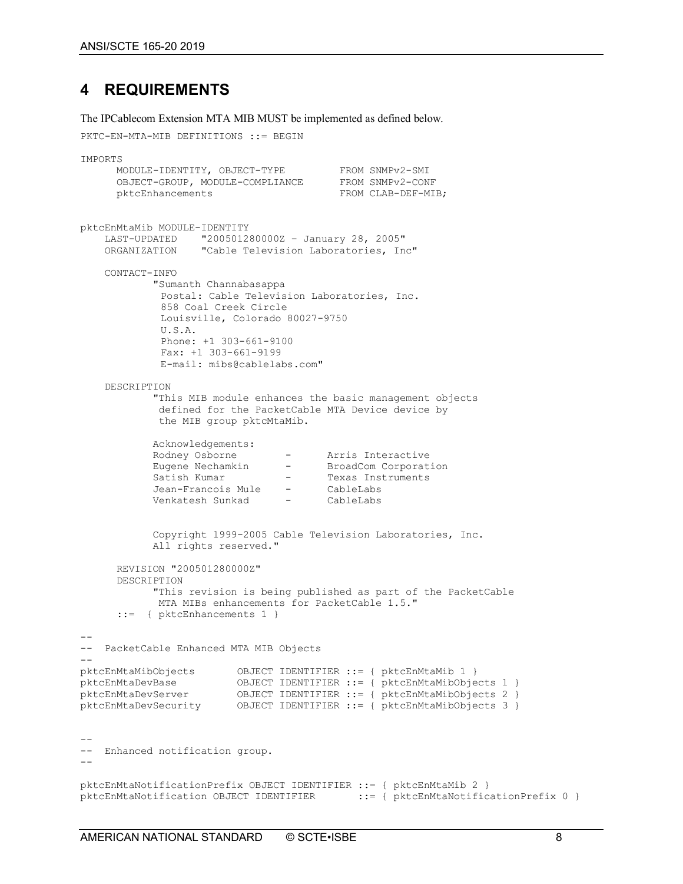## 4 REQUIREMENTS

The IPCablecom Extension MTA MIB MUST be implemented as defined below.

```
PKTC-EN-MTA-MIB DEFINITIONS ::= BEGIN

IMPORTS
      MODULE-IDENTITY, OBJECT-TYPE         FROM SNMPv2-SMI
      OBJECT-GROUP, MODULE-COMPLIANCE      FROM SNMPv2-CONF
      pktcEnhancements                     FROM CLAB-DEF-MIB;


pktcEnMtaMib MODULE-IDENTITY
    LAST-UPDATED    "200501280000Z – January 28, 2005"
    ORGANIZATION    "Cable Television Laboratories, Inc"

    CONTACT-INFO
            "Sumanth Channabasappa
             Postal: Cable Television Laboratories, Inc.
             858 Coal Creek Circle
             Louisville, Colorado 80027-9750
             U.S.A.
             Phone: +1 303-661-9100
             Fax: +1 303-661-9199
             E-mail: mibs@cablelabs.com"

    DESCRIPTION
            "This MIB module enhances the basic management objects
             defined for the PacketCable MTA Device device by
             the MIB group pktcMtaMib.

            Acknowledgements:
            Rodney Osborne        -      Arris Interactive
            Eugene Nechamkin      -      BroadCom Corporation
            Satish Kumar          -      Texas Instruments
            Jean-Francois Mule    -      CableLabs
            Venkatesh Sunkad      -      CableLabs


            Copyright 1999-2005 Cable Television Laboratories, Inc.
            All rights reserved."

      REVISION "200501280000Z"
      DESCRIPTION
            "This revision is being published as part of the PacketCable
             MTA MIBs enhancements for PacketCable 1.5."
      ::=  { pktcEnhancements 1 }

--
--  PacketCable Enhanced MTA MIB Objects
--
pktcEnMtaMibObjects       OBJECT IDENTIFIER ::= { pktcEnMtaMib 1 }
pktcEnMtaDevBase          OBJECT IDENTIFIER ::= { pktcEnMtaMibObjects 1 }
pktcEnMtaDevServer        OBJECT IDENTIFIER ::= { pktcEnMtaMibObjects 2 }
pktcEnMtaDevSecurity      OBJECT IDENTIFIER ::= { pktcEnMtaMibObjects 3 }


--
--  Enhanced notification group.
--

pktcEnMtaNotificationPrefix OBJECT IDENTIFIER ::= { pktcEnMtaMib 2 }
pktcEnMtaNotification OBJECT IDENTIFIER       ::= { pktcEnMtaNotificationPrefix 0 }
```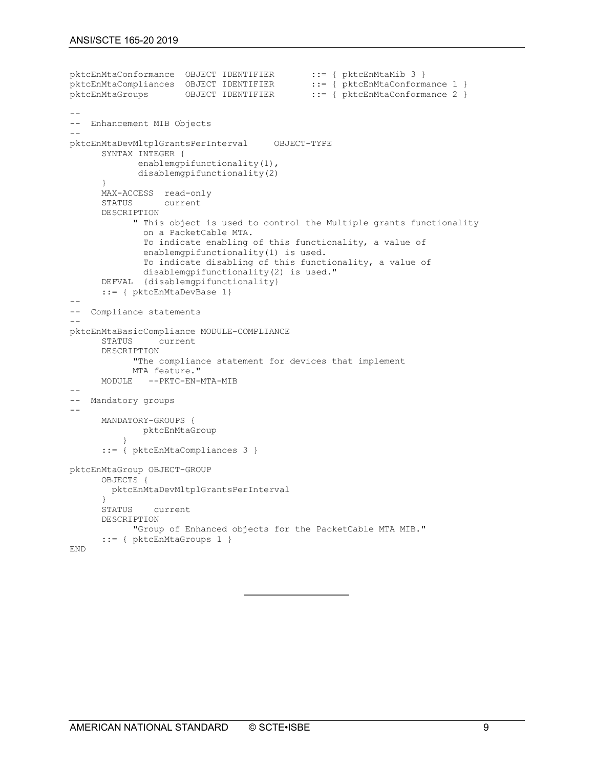```
pktcEnMtaConformance  OBJECT IDENTIFIER       ::= { pktcEnMtaMib 3 }
pktcEnMtaCompliances  OBJECT IDENTIFIER       ::= { pktcEnMtaConformance 1 }
pktcEnMtaGroups       OBJECT IDENTIFIER       ::= { pktcEnMtaConformance 2 }

--
--  Enhancement MIB Objects
--
pktcEnMtaDevMltplGrantsPerInterval     OBJECT-TYPE
      SYNTAX INTEGER {
             enablemgpifunctionality(1),
             disablemgpifunctionality(2)
      }
      MAX-ACCESS  read-only
      STATUS      current
      DESCRIPTION
            " This object is used to control the Multiple grants functionality
              on a PacketCable MTA.
              To indicate enabling of this functionality, a value of
              enablemgpifunctionality(1) is used.
              To indicate disabling of this functionality, a value of
              disablemgpifunctionality(2) is used."
      DEFVAL  {disablemgpifunctionality}
      ::= { pktcEnMtaDevBase 1}
--
--  Compliance statements
--
pktcEnMtaBasicCompliance MODULE-COMPLIANCE
      STATUS     current
      DESCRIPTION
            "The compliance statement for devices that implement
            MTA feature."
      MODULE   --PKTC-EN-MTA-MIB
--
--  Mandatory groups
--
      MANDATORY-GROUPS {
            pktcEnMtaGroup
         }
      ::= { pktcEnMtaCompliances 3 }

pktcEnMtaGroup OBJECT-GROUP
      OBJECTS {
        pktcEnMtaDevMltplGrantsPerInterval
      }
      STATUS    current
      DESCRIPTION
            "Group of Enhanced objects for the PacketCable MTA MIB."
      ::= { pktcEnMtaGroups 1 }
END
```